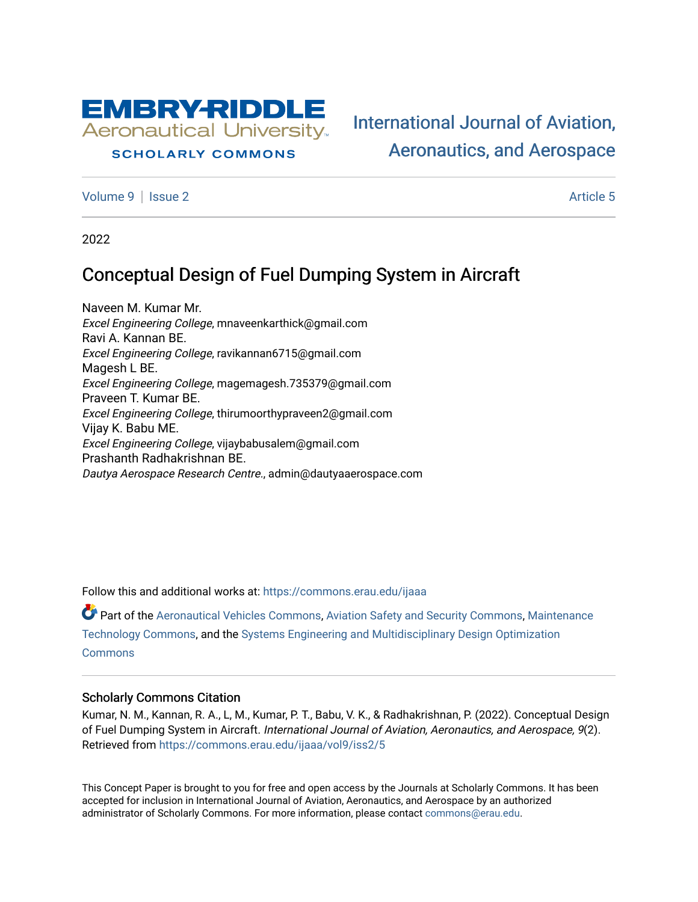EMBRY-RIDDLE Aeronautical University

SCHOLARLY COMMONS

International Journal of Aviation, Aeronautics, and Aerospace

Volume 9 | Issue 2 Article 5

2022

# Conceptual Design of Fuel Dumping System in Aircraft

Naveen M. Kumar Mr.
*Excel Engineering College*, mnaveenkarthick@gmail.com

Ravi A. Kannan BE.
*Excel Engineering College*, ravikannan6715@gmail.com

Magesh L BE.
*Excel Engineering College*, magemagesh.735379@gmail.com

Praveen T. Kumar BE.
*Excel Engineering College*, thirumoorthypraveen2@gmail.com

Vijay K. Babu ME.
*Excel Engineering College*, vijaybabusalem@gmail.com

Prashanth Radhakrishnan BE.
*Dautya Aerospace Research Centre.*, admin@dautyaaerospace.com

Follow this and additional works at: https://commons.erau.edu/ijaaa

Part of the Aeronautical Vehicles Commons, Aviation Safety and Security Commons, Maintenance Technology Commons, and the Systems Engineering and Multidisciplinary Design Optimization Commons

## Scholarly Commons Citation

Kumar, N. M., Kannan, R. A., L, M., Kumar, P. T., Babu, V. K., & Radhakrishnan, P. (2022). Conceptual Design of Fuel Dumping System in Aircraft. *International Journal of Aviation, Aeronautics, and Aerospace, 9*(2). Retrieved from https://commons.erau.edu/ijaaa/vol9/iss2/5

This Concept Paper is brought to you for free and open access by the Journals at Scholarly Commons. It has been accepted for inclusion in International Journal of Aviation, Aeronautics, and Aerospace by an authorized administrator of Scholarly Commons. For more information, please contact commons@erau.edu.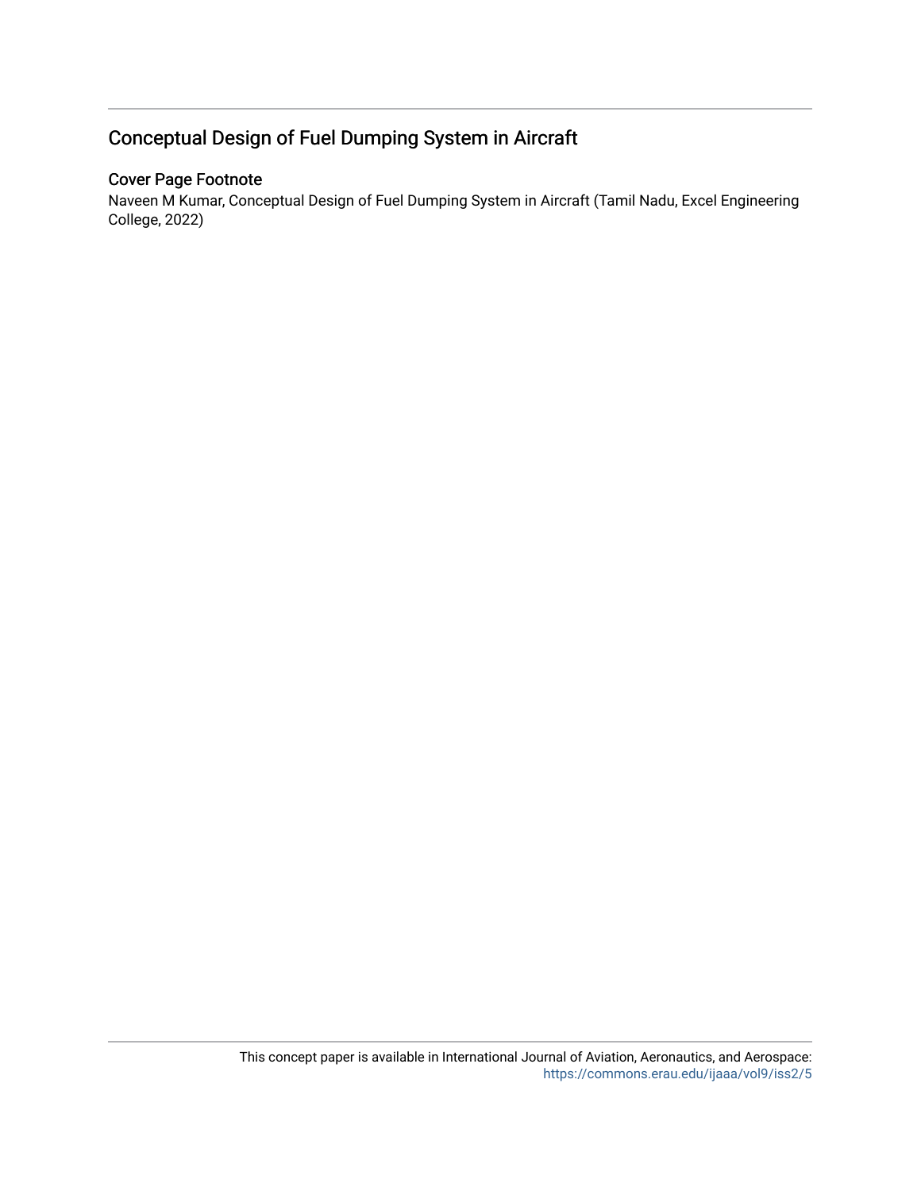# Conceptual Design of Fuel Dumping System in Aircraft

## Cover Page Footnote

Naveen M Kumar, Conceptual Design of Fuel Dumping System in Aircraft (Tamil Nadu, Excel Engineering College, 2022)

This concept paper is available in International Journal of Aviation, Aeronautics, and Aerospace: https://commons.erau.edu/ijaaa/vol9/iss2/5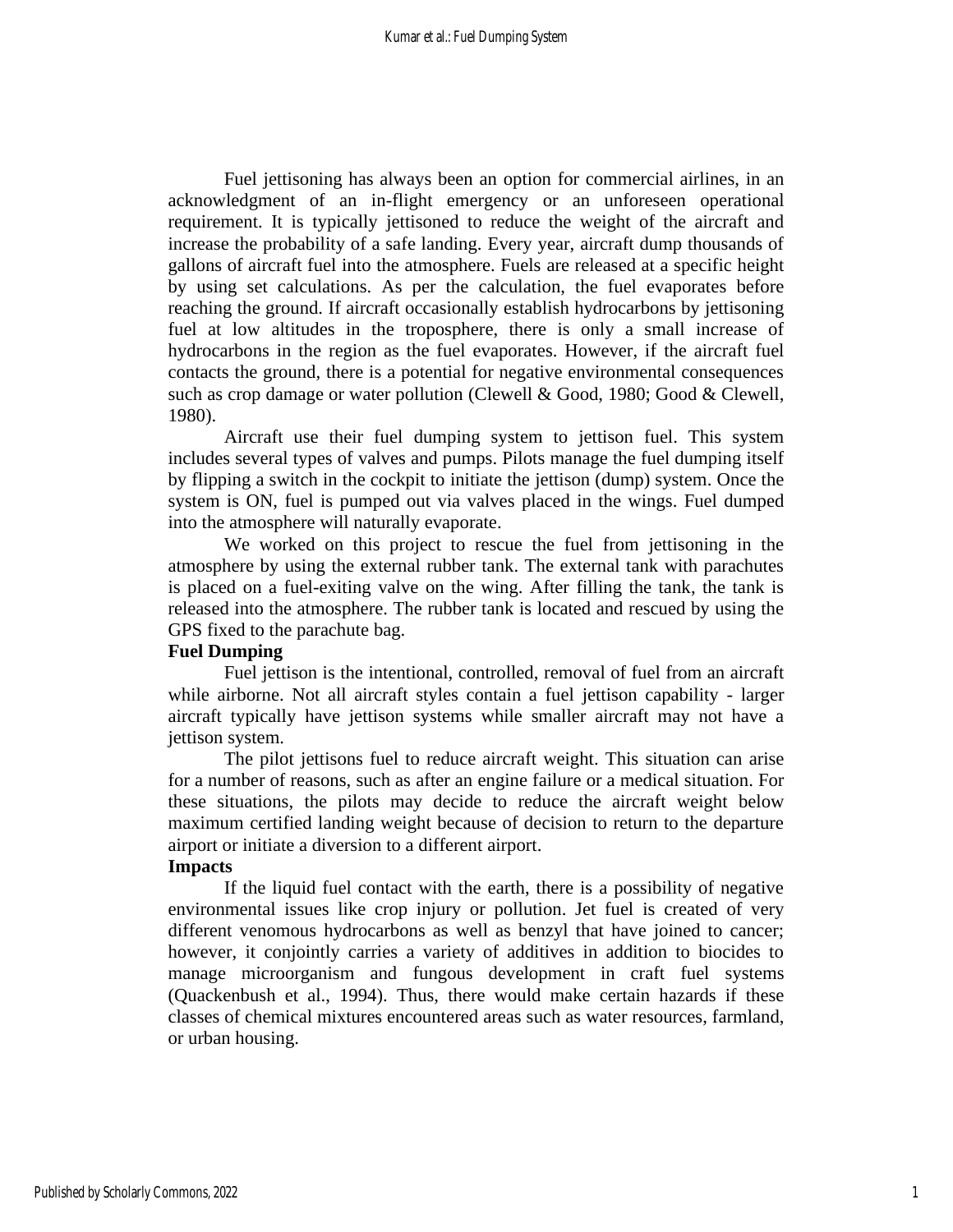Fuel jettisoning has always been an option for commercial airlines, in an acknowledgment of an in-flight emergency or an unforeseen operational requirement. It is typically jettisoned to reduce the weight of the aircraft and increase the probability of a safe landing. Every year, aircraft dump thousands of gallons of aircraft fuel into the atmosphere. Fuels are released at a specific height by using set calculations. As per the calculation, the fuel evaporates before reaching the ground. If aircraft occasionally establish hydrocarbons by jettisoning fuel at low altitudes in the troposphere, there is only a small increase of hydrocarbons in the region as the fuel evaporates. However, if the aircraft fuel contacts the ground, there is a potential for negative environmental consequences such as crop damage or water pollution (Clewell & Good, 1980; Good & Clewell, 1980).

Aircraft use their fuel dumping system to jettison fuel. This system includes several types of valves and pumps. Pilots manage the fuel dumping itself by flipping a switch in the cockpit to initiate the jettison (dump) system. Once the system is ON, fuel is pumped out via valves placed in the wings. Fuel dumped into the atmosphere will naturally evaporate.

We worked on this project to rescue the fuel from jettisoning in the atmosphere by using the external rubber tank. The external tank with parachutes is placed on a fuel-exiting valve on the wing. After filling the tank, the tank is released into the atmosphere. The rubber tank is located and rescued by using the GPS fixed to the parachute bag.

**Fuel Dumping**

Fuel jettison is the intentional, controlled, removal of fuel from an aircraft while airborne. Not all aircraft styles contain a fuel jettison capability - larger aircraft typically have jettison systems while smaller aircraft may not have a jettison system.

The pilot jettisons fuel to reduce aircraft weight. This situation can arise for a number of reasons, such as after an engine failure or a medical situation. For these situations, the pilots may decide to reduce the aircraft weight below maximum certified landing weight because of decision to return to the departure airport or initiate a diversion to a different airport.

**Impacts**

If the liquid fuel contact with the earth, there is a possibility of negative environmental issues like crop injury or pollution. Jet fuel is created of very different venomous hydrocarbons as well as benzyl that have joined to cancer; however, it conjointly carries a variety of additives in addition to biocides to manage microorganism and fungous development in craft fuel systems (Quackenbush et al., 1994). Thus, there would make certain hazards if these classes of chemical mixtures encountered areas such as water resources, farmland, or urban housing.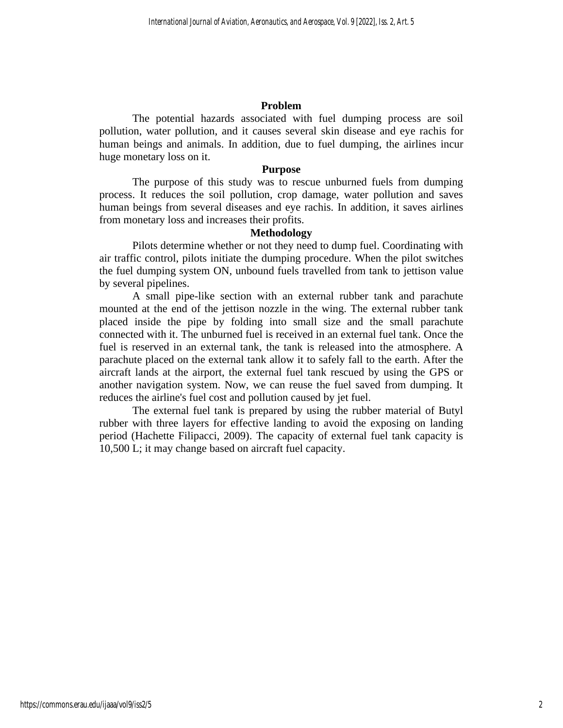## Problem

The potential hazards associated with fuel dumping process are soil pollution, water pollution, and it causes several skin disease and eye rachis for human beings and animals. In addition, due to fuel dumping, the airlines incur huge monetary loss on it.

## Purpose

The purpose of this study was to rescue unburned fuels from dumping process. It reduces the soil pollution, crop damage, water pollution and saves human beings from several diseases and eye rachis. In addition, it saves airlines from monetary loss and increases their profits.

## Methodology

Pilots determine whether or not they need to dump fuel. Coordinating with air traffic control, pilots initiate the dumping procedure. When the pilot switches the fuel dumping system ON, unbound fuels travelled from tank to jettison value by several pipelines.

A small pipe-like section with an external rubber tank and parachute mounted at the end of the jettison nozzle in the wing. The external rubber tank placed inside the pipe by folding into small size and the small parachute connected with it. The unburned fuel is received in an external fuel tank. Once the fuel is reserved in an external tank, the tank is released into the atmosphere. A parachute placed on the external tank allow it to safely fall to the earth. After the aircraft lands at the airport, the external fuel tank rescued by using the GPS or another navigation system. Now, we can reuse the fuel saved from dumping. It reduces the airline's fuel cost and pollution caused by jet fuel.

The external fuel tank is prepared by using the rubber material of Butyl rubber with three layers for effective landing to avoid the exposing on landing period (Hachette Filipacci, 2009). The capacity of external fuel tank capacity is 10,500 L; it may change based on aircraft fuel capacity.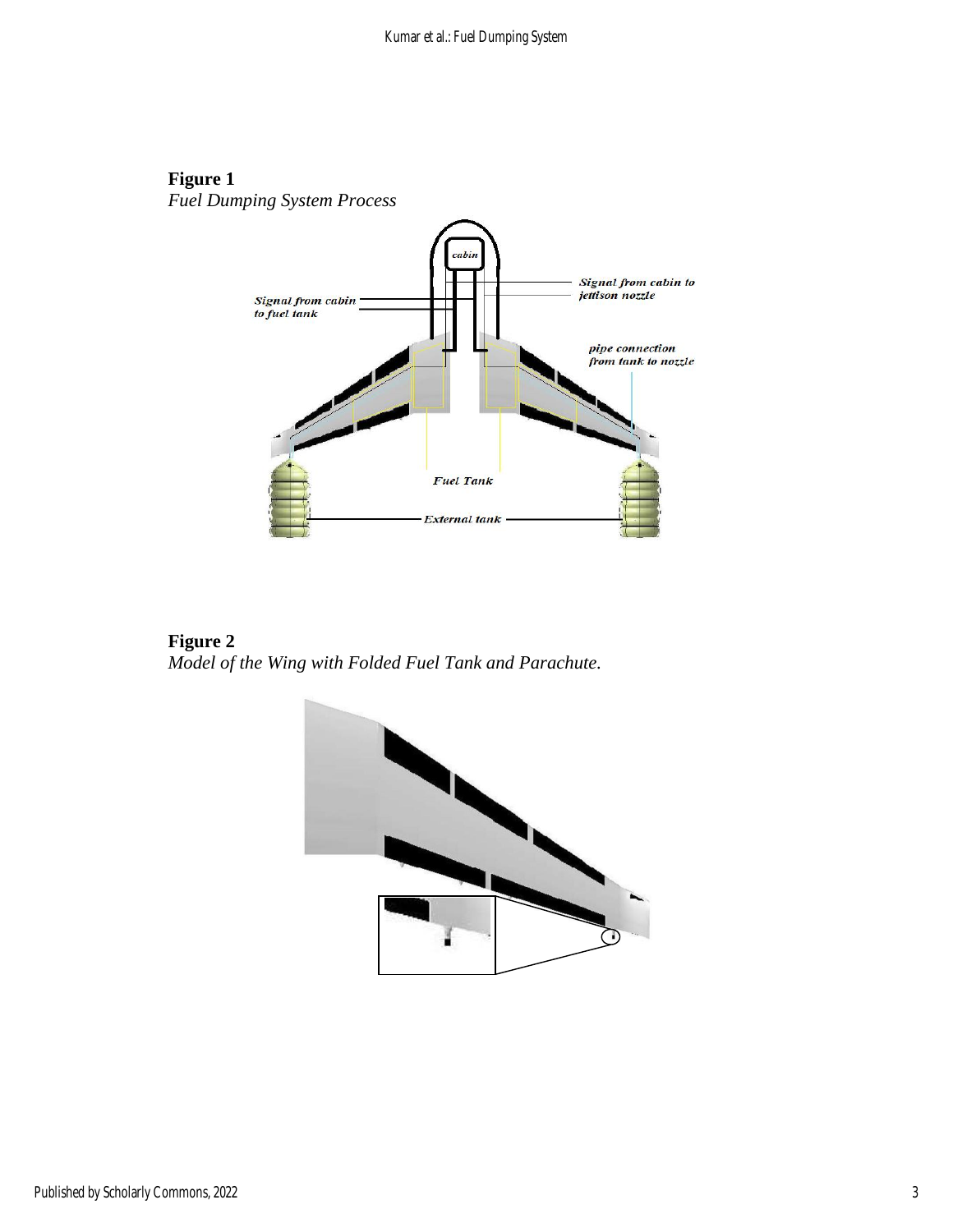**Figure 1**

*Fuel Dumping System Process*

**Figure 2**

*Model of the Wing with Folded Fuel Tank and Parachute.*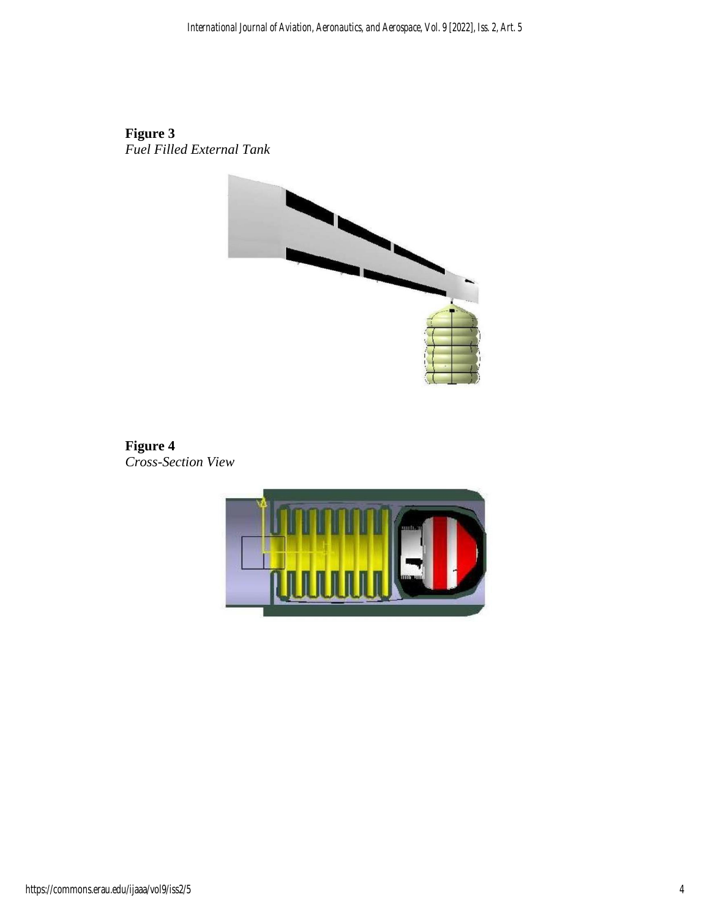**Figure 3**
*Fuel Filled External Tank*

**Figure 4**
*Cross-Section View*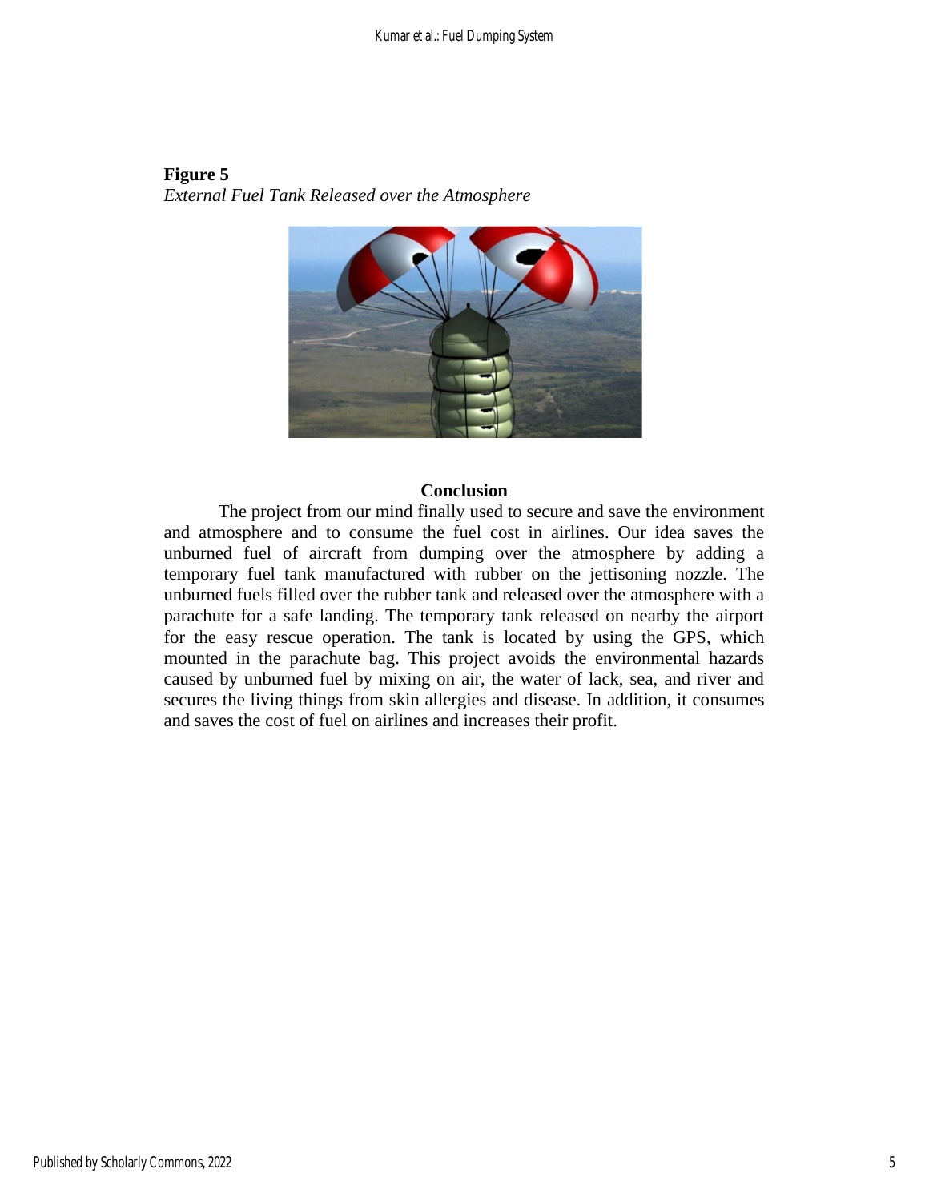**Figure 5**

*External Fuel Tank Released over the Atmosphere*

## Conclusion

The project from our mind finally used to secure and save the environment and atmosphere and to consume the fuel cost in airlines. Our idea saves the unburned fuel of aircraft from dumping over the atmosphere by adding a temporary fuel tank manufactured with rubber on the jettisoning nozzle. The unburned fuels filled over the rubber tank and released over the atmosphere with a parachute for a safe landing. The temporary tank released on nearby the airport for the easy rescue operation. The tank is located by using the GPS, which mounted in the parachute bag. This project avoids the environmental hazards caused by unburned fuel by mixing on air, the water of lack, sea, and river and secures the living things from skin allergies and disease. In addition, it consumes and saves the cost of fuel on airlines and increases their profit.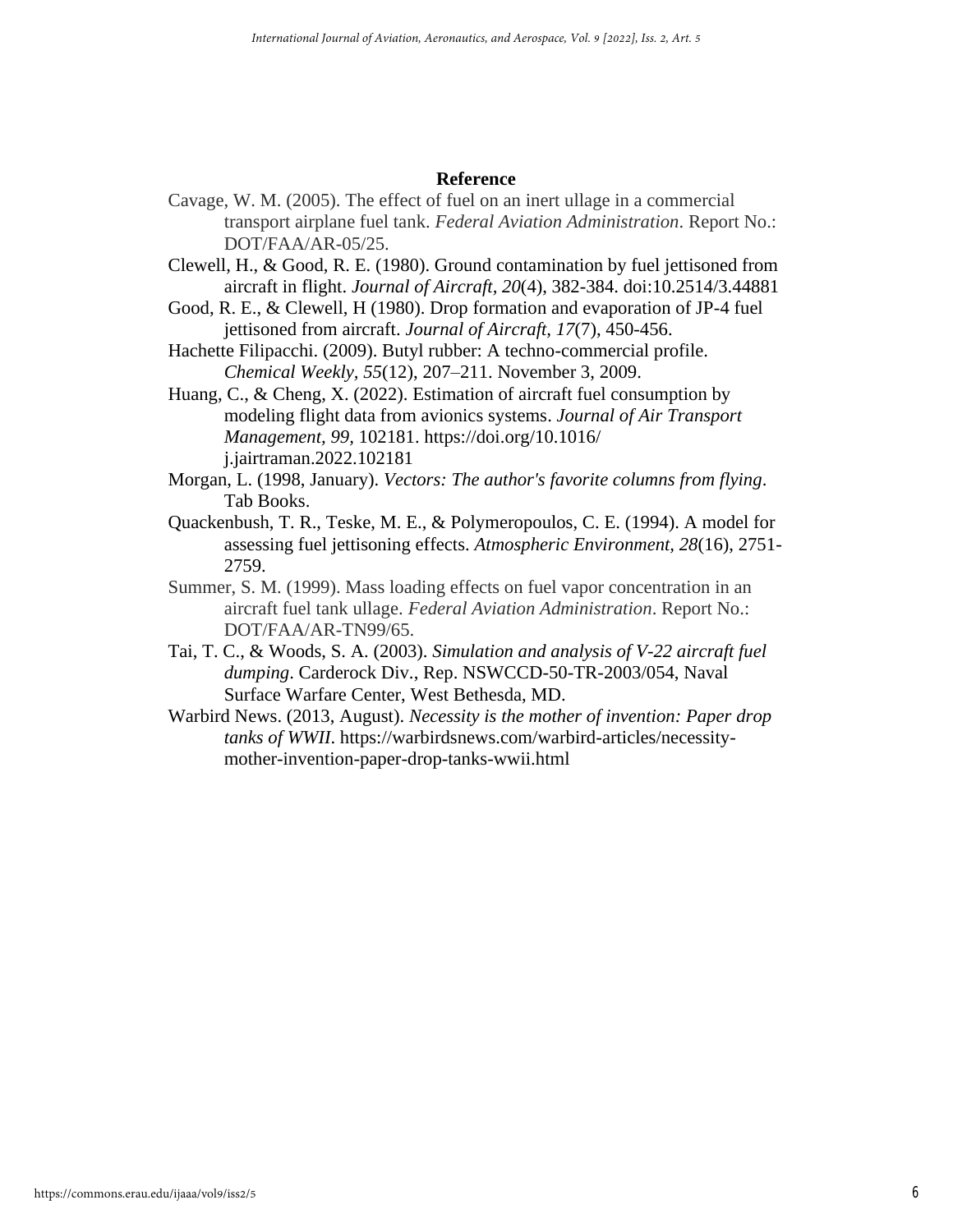## Reference

Cavage, W. M. (2005). The effect of fuel on an inert ullage in a commercial transport airplane fuel tank. *Federal Aviation Administration*. Report No.: DOT/FAA/AR-05/25.

Clewell, H., & Good, R. E. (1980). Ground contamination by fuel jettisoned from aircraft in flight. *Journal of Aircraft, 20*(4), 382-384. doi:10.2514/3.44881

Good, R. E., & Clewell, H (1980). Drop formation and evaporation of JP-4 fuel jettisoned from aircraft. *Journal of Aircraft, 17*(7), 450-456.

Hachette Filipacchi. (2009). Butyl rubber: A techno-commercial profile. *Chemical Weekly, 55*(12), 207–211. November 3, 2009.

Huang, C., & Cheng, X. (2022). Estimation of aircraft fuel consumption by modeling flight data from avionics systems. *Journal of Air Transport Management, 99*, 102181. https://doi.org/10.1016/j.jairtraman.2022.102181

Morgan, L. (1998, January). *Vectors: The author's favorite columns from flying*. Tab Books.

Quackenbush, T. R., Teske, M. E., & Polymeropoulos, C. E. (1994). A model for assessing fuel jettisoning effects. *Atmospheric Environment, 28*(16), 2751-2759.

Summer, S. M. (1999). Mass loading effects on fuel vapor concentration in an aircraft fuel tank ullage. *Federal Aviation Administration*. Report No.: DOT/FAA/AR-TN99/65.

Tai, T. C., & Woods, S. A. (2003). *Simulation and analysis of V-22 aircraft fuel dumping*. Carderock Div., Rep. NSWCCD-50-TR-2003/054, Naval Surface Warfare Center, West Bethesda, MD.

Warbird News. (2013, August). *Necessity is the mother of invention: Paper drop tanks of WWII*. https://warbirdsnews.com/warbird-articles/necessity-mother-invention-paper-drop-tanks-wwii.html